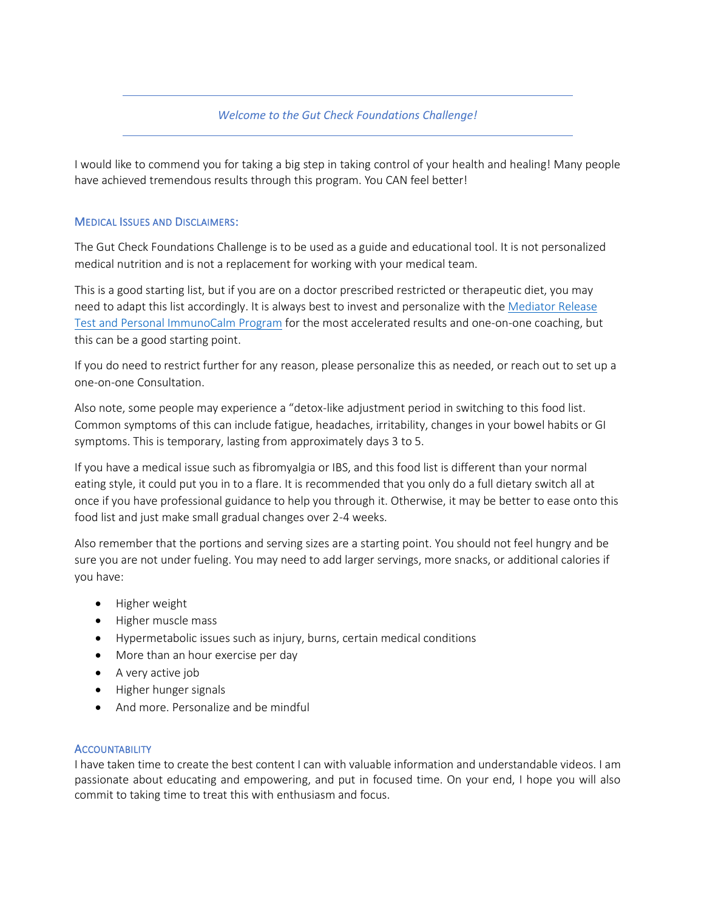*Welcome to the Gut Check Foundations Challenge!*

I would like to commend you for taking a big step in taking control of your health and healing! Many people have achieved tremendous results through this program. You CAN feel better!

## Medical Issues and Disclaimers:

The Gut Check Foundations Challenge is to be used as a guide and educational tool. It is not personalized medical nutrition and is not a replacement for working with your medical team.

This is a good starting list, but if you are on a doctor prescribed restricted or therapeutic diet, you may need to adapt this list accordingly. It is always best to invest and personalize with the Mediator Release Test and Personal ImmunoCalm Program for the most accelerated results and one-on-one coaching, but this can be a good starting point.

If you do need to restrict further for any reason, please personalize this as needed, or reach out to set up a one-on-one Consultation.

Also note, some people may experience a "detox-like adjustment period in switching to this food list. Common symptoms of this can include fatigue, headaches, irritability, changes in your bowel habits or GI symptoms. This is temporary, lasting from approximately days 3 to 5.

If you have a medical issue such as fibromyalgia or IBS, and this food list is different than your normal eating style, it could put you in to a flare. It is recommended that you only do a full dietary switch all at once if you have professional guidance to help you through it. Otherwise, it may be better to ease onto this food list and just make small gradual changes over 2-4 weeks.

Also remember that the portions and serving sizes are a starting point. You should not feel hungry and be sure you are not under fueling. You may need to add larger servings, more snacks, or additional calories if you have:

- Higher weight
- Higher muscle mass
- Hypermetabolic issues such as injury, burns, certain medical conditions
- More than an hour exercise per day
- A very active job
- Higher hunger signals
- And more. Personalize and be mindful

## Accountability

I have taken time to create the best content I can with valuable information and understandable videos. I am passionate about educating and empowering, and put in focused time. On your end, I hope you will also commit to taking time to treat this with enthusiasm and focus.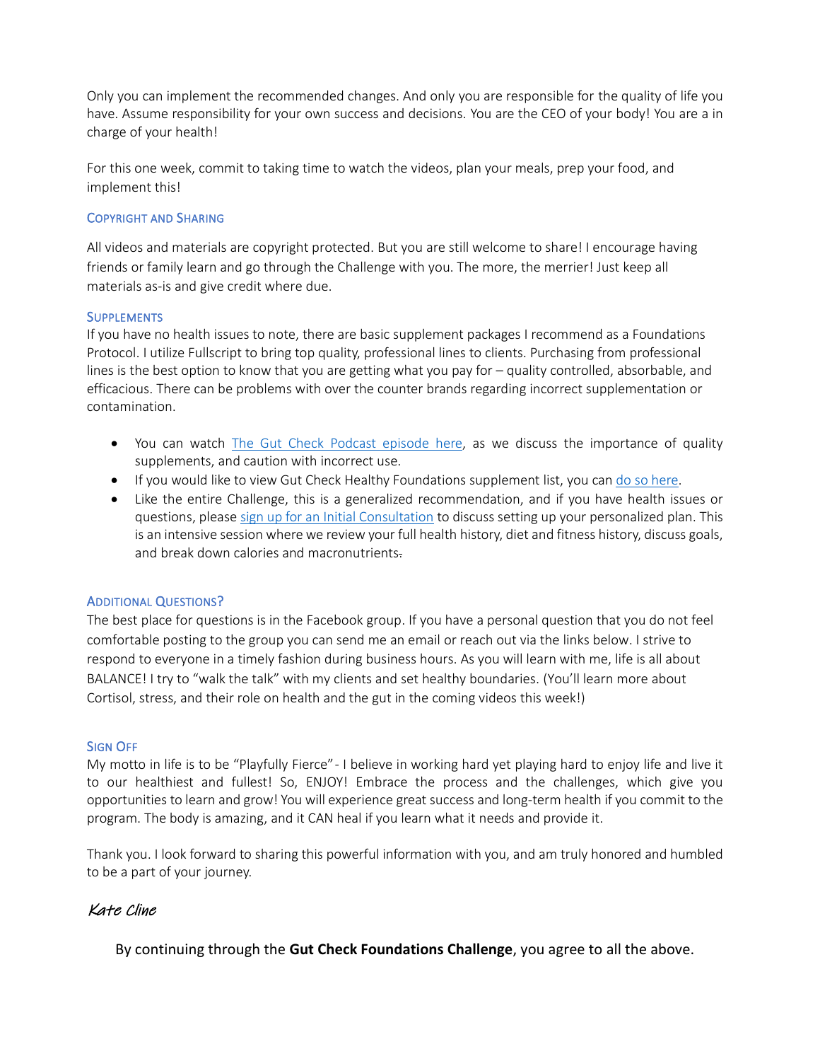Only you can implement the recommended changes. And only you are responsible for the quality of life you have. Assume responsibility for your own success and decisions. You are the CEO of your body! You are a in charge of your health!

For this one week, commit to taking time to watch the videos, plan your meals, prep your food, and implement this!

### Copyright and Sharing

All videos and materials are copyright protected. But you are still welcome to share! I encourage having friends or family learn and go through the Challenge with you. The more, the merrier! Just keep all materials as-is and give credit where due.

### Supplements

If you have no health issues to note, there are basic supplement packages I recommend as a Foundations Protocol. I utilize Fullscript to bring top quality, professional lines to clients. Purchasing from professional lines is the best option to know that you are getting what you pay for – quality controlled, absorbable, and efficacious. There can be problems with over the counter brands regarding incorrect supplementation or contamination.

- You can watch The Gut Check Podcast episode here, as we discuss the importance of quality supplements, and caution with incorrect use.
- If you would like to view Gut Check Healthy Foundations supplement list, you can do so here.
- Like the entire Challenge, this is a generalized recommendation, and if you have health issues or questions, please sign up for an Initial Consultation to discuss setting up your personalized plan. This is an intensive session where we review your full health history, diet and fitness history, discuss goals, and break down calories and macronutrients.

### Additional Questions?

The best place for questions is in the Facebook group. If you have a personal question that you do not feel comfortable posting to the group you can send me an email or reach out via the links below. I strive to respond to everyone in a timely fashion during business hours. As you will learn with me, life is all about BALANCE! I try to "walk the talk" with my clients and set healthy boundaries. (You'll learn more about Cortisol, stress, and their role on health and the gut in the coming videos this week!)

### Sign Off

My motto in life is to be "Playfully Fierce"- I believe in working hard yet playing hard to enjoy life and live it to our healthiest and fullest! So, ENJOY! Embrace the process and the challenges, which give you opportunities to learn and grow! You will experience great success and long-term health if you commit to the program. The body is amazing, and it CAN heal if you learn what it needs and provide it.

Thank you. I look forward to sharing this powerful information with you, and am truly honored and humbled to be a part of your journey.

*Kate Cline*

By continuing through the **Gut Check Foundations Challenge**, you agree to all the above.